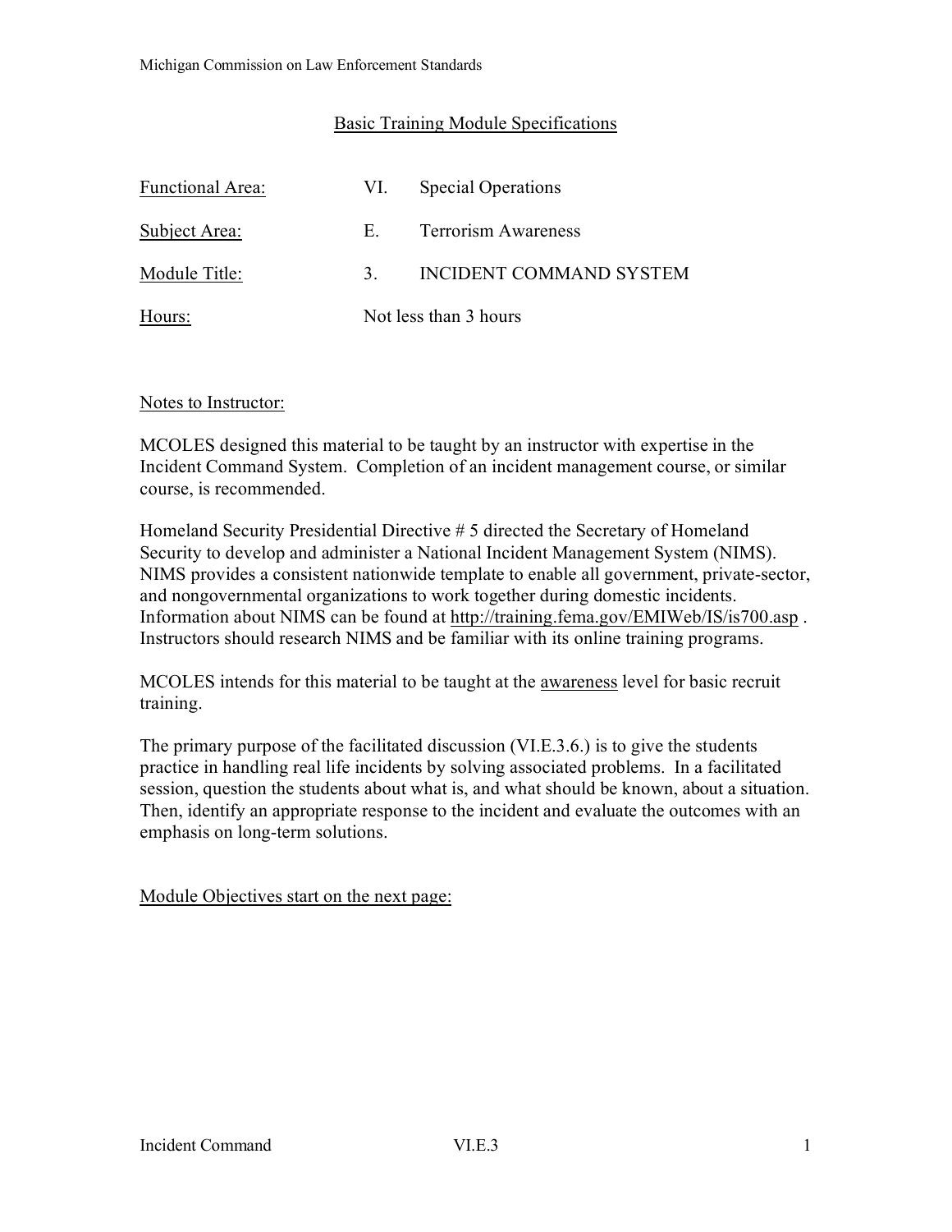## Basic Training Module Specifications

| | | |
|---|---|---|
| Functional Area: | VI. | Special Operations |
| Subject Area: | E. | Terrorism Awareness |
| Module Title: | 3. | INCIDENT COMMAND SYSTEM |
| Hours: | Not less than 3 hours | |

### Notes to Instructor:

MCOLES designed this material to be taught by an instructor with expertise in the Incident Command System. Completion of an incident management course, or similar course, is recommended.

Homeland Security Presidential Directive # 5 directed the Secretary of Homeland Security to develop and administer a National Incident Management System (NIMS). NIMS provides a consistent nationwide template to enable all government, private-sector, and nongovernmental organizations to work together during domestic incidents. Information about NIMS can be found at http://training.fema.gov/EMIWeb/IS/is700.asp . Instructors should research NIMS and be familiar with its online training programs.

MCOLES intends for this material to be taught at the awareness level for basic recruit training.

The primary purpose of the facilitated discussion (VI.E.3.6.) is to give the students practice in handling real life incidents by solving associated problems. In a facilitated session, question the students about what is, and what should be known, about a situation. Then, identify an appropriate response to the incident and evaluate the outcomes with an emphasis on long-term solutions.

Module Objectives start on the next page: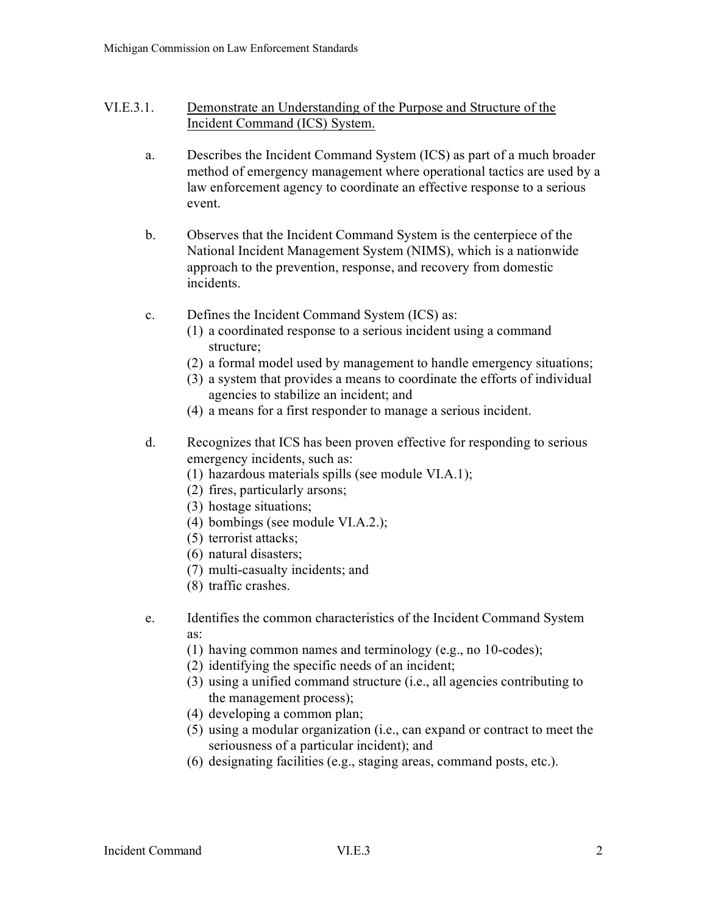## VI.E.3.1. Demonstrate an Understanding of the Purpose and Structure of the Incident Command (ICS) System.

a. Describes the Incident Command System (ICS) as part of a much broader method of emergency management where operational tactics are used by a law enforcement agency to coordinate an effective response to a serious event.

b. Observes that the Incident Command System is the centerpiece of the National Incident Management System (NIMS), which is a nationwide approach to the prevention, response, and recovery from domestic incidents.

c. Defines the Incident Command System (ICS) as:
   (1) a coordinated response to a serious incident using a command structure;
   (2) a formal model used by management to handle emergency situations;
   (3) a system that provides a means to coordinate the efforts of individual agencies to stabilize an incident; and
   (4) a means for a first responder to manage a serious incident.

d. Recognizes that ICS has been proven effective for responding to serious emergency incidents, such as:
   (1) hazardous materials spills (see module VI.A.1);
   (2) fires, particularly arsons;
   (3) hostage situations;
   (4) bombings (see module VI.A.2.);
   (5) terrorist attacks;
   (6) natural disasters;
   (7) multi-casualty incidents; and
   (8) traffic crashes.

e. Identifies the common characteristics of the Incident Command System as:
   (1) having common names and terminology (e.g., no 10-codes);
   (2) identifying the specific needs of an incident;
   (3) using a unified command structure (i.e., all agencies contributing to the management process);
   (4) developing a common plan;
   (5) using a modular organization (i.e., can expand or contract to meet the seriousness of a particular incident); and
   (6) designating facilities (e.g., staging areas, command posts, etc.).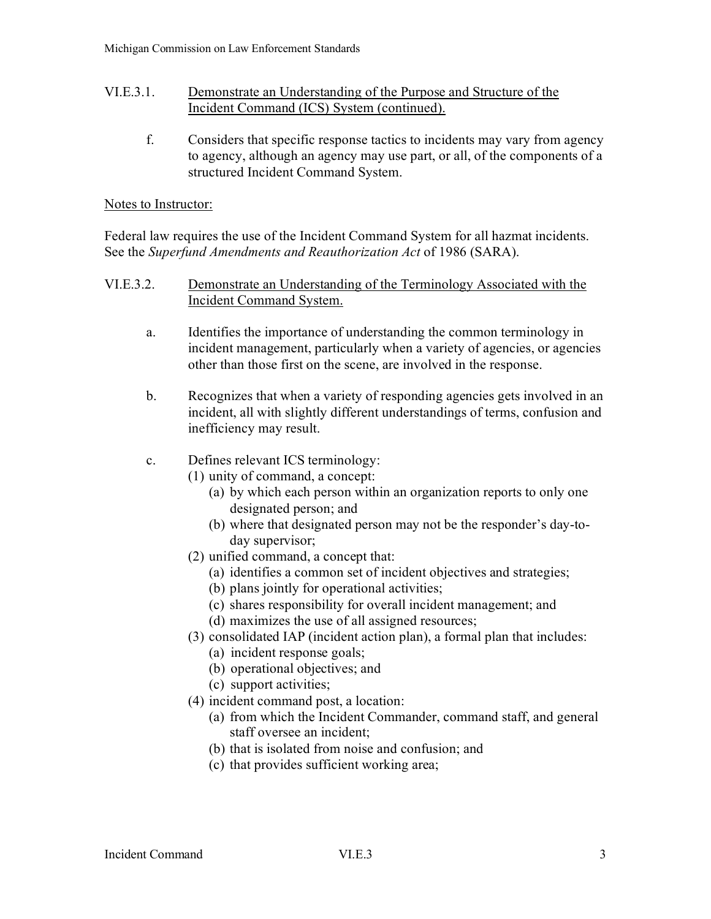VI.E.3.1. Demonstrate an Understanding of the Purpose and Structure of the Incident Command (ICS) System (continued).

f. Considers that specific response tactics to incidents may vary from agency to agency, although an agency may use part, or all, of the components of a structured Incident Command System.

Notes to Instructor:

Federal law requires the use of the Incident Command System for all hazmat incidents. See the *Superfund Amendments and Reauthorization Act* of 1986 (SARA).

VI.E.3.2. Demonstrate an Understanding of the Terminology Associated with the Incident Command System.

a. Identifies the importance of understanding the common terminology in incident management, particularly when a variety of agencies, or agencies other than those first on the scene, are involved in the response.

b. Recognizes that when a variety of responding agencies gets involved in an incident, all with slightly different understandings of terms, confusion and inefficiency may result.

c. Defines relevant ICS terminology:
   - (1) unity of command, a concept:
     - (a) by which each person within an organization reports to only one designated person; and
     - (b) where that designated person may not be the responder's day-to-day supervisor;
   - (2) unified command, a concept that:
     - (a) identifies a common set of incident objectives and strategies;
     - (b) plans jointly for operational activities;
     - (c) shares responsibility for overall incident management; and
     - (d) maximizes the use of all assigned resources;
   - (3) consolidated IAP (incident action plan), a formal plan that includes:
     - (a) incident response goals;
     - (b) operational objectives; and
     - (c) support activities;
   - (4) incident command post, a location:
     - (a) from which the Incident Commander, command staff, and general staff oversee an incident;
     - (b) that is isolated from noise and confusion; and
     - (c) that provides sufficient working area;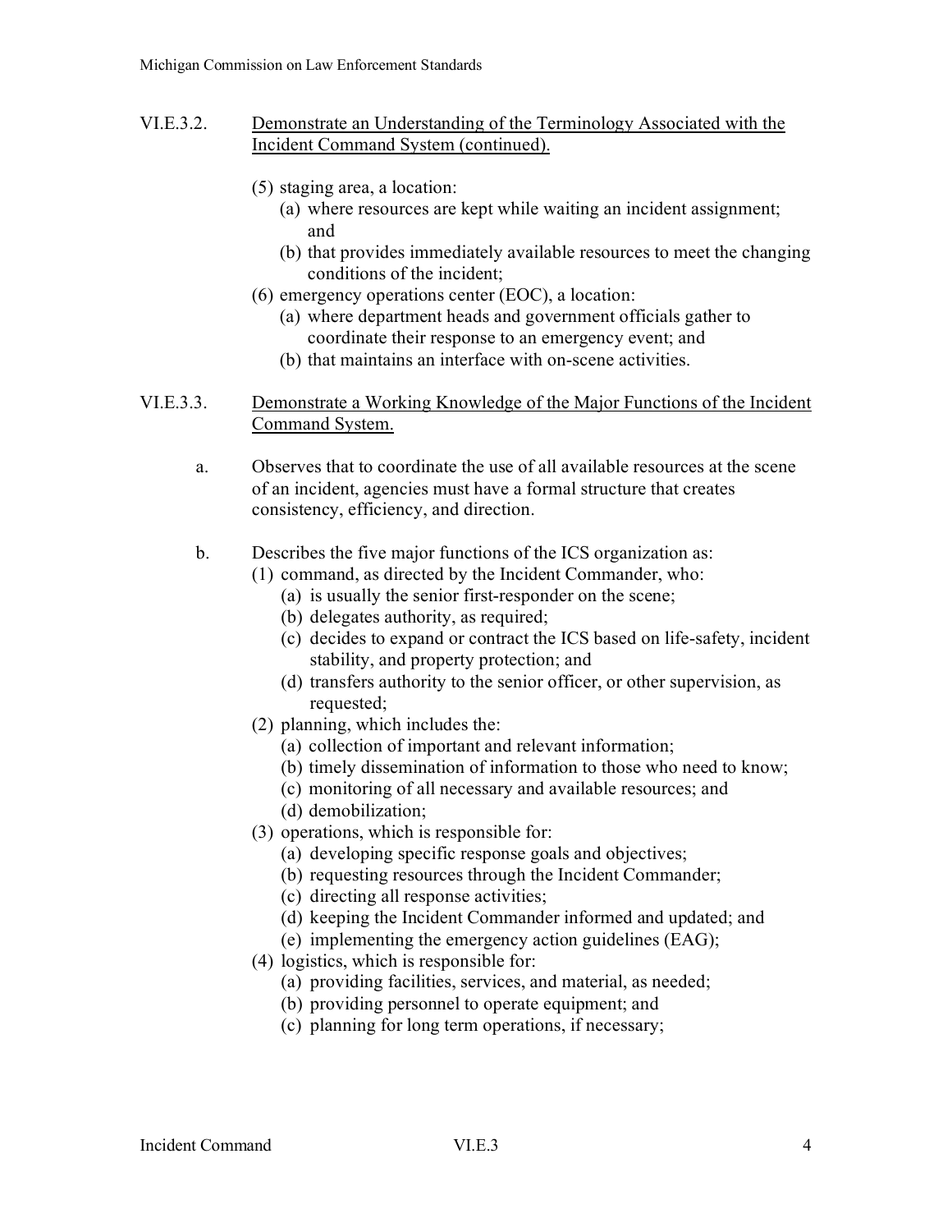VI.E.3.2. Demonstrate an Understanding of the Terminology Associated with the Incident Command System (continued).

(5) staging area, a location:
  (a) where resources are kept while waiting an incident assignment; and
  (b) that provides immediately available resources to meet the changing conditions of the incident;

(6) emergency operations center (EOC), a location:
  (a) where department heads and government officials gather to coordinate their response to an emergency event; and
  (b) that maintains an interface with on-scene activities.

VI.E.3.3. Demonstrate a Working Knowledge of the Major Functions of the Incident Command System.

a. Observes that to coordinate the use of all available resources at the scene of an incident, agencies must have a formal structure that creates consistency, efficiency, and direction.

b. Describes the five major functions of the ICS organization as:

(1) command, as directed by the Incident Commander, who:
  (a) is usually the senior first-responder on the scene;
  (b) delegates authority, as required;
  (c) decides to expand or contract the ICS based on life-safety, incident stability, and property protection; and
  (d) transfers authority to the senior officer, or other supervision, as requested;

(2) planning, which includes the:
  (a) collection of important and relevant information;
  (b) timely dissemination of information to those who need to know;
  (c) monitoring of all necessary and available resources; and
  (d) demobilization;

(3) operations, which is responsible for:
  (a) developing specific response goals and objectives;
  (b) requesting resources through the Incident Commander;
  (c) directing all response activities;
  (d) keeping the Incident Commander informed and updated; and
  (e) implementing the emergency action guidelines (EAG);

(4) logistics, which is responsible for:
  (a) providing facilities, services, and material, as needed;
  (b) providing personnel to operate equipment; and
  (c) planning for long term operations, if necessary;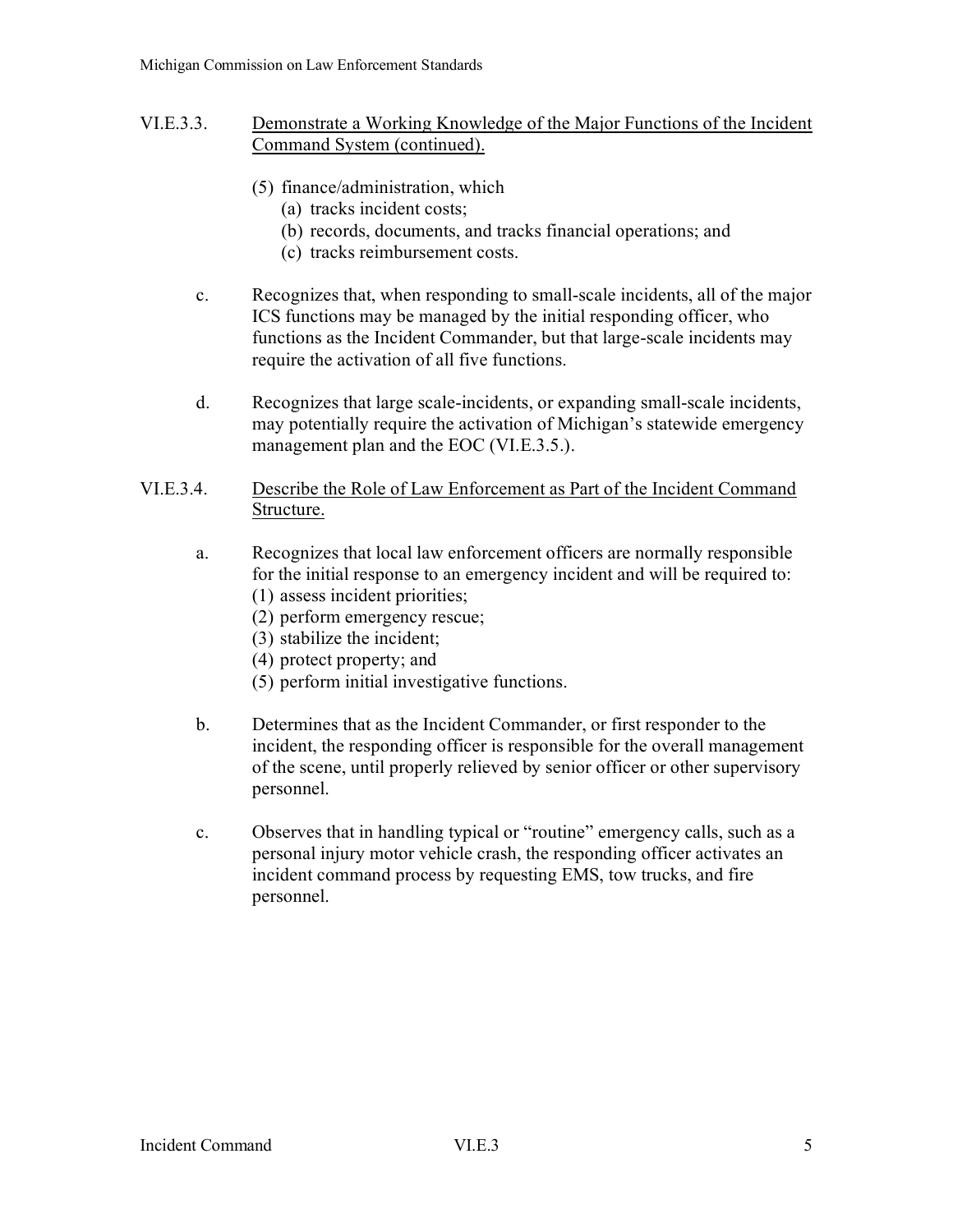### VI.E.3.3. Demonstrate a Working Knowledge of the Major Functions of the Incident Command System (continued).

(5) finance/administration, which
   (a) tracks incident costs;
   (b) records, documents, and tracks financial operations; and
   (c) tracks reimbursement costs.

c. Recognizes that, when responding to small-scale incidents, all of the major ICS functions may be managed by the initial responding officer, who functions as the Incident Commander, but that large-scale incidents may require the activation of all five functions.

d. Recognizes that large scale-incidents, or expanding small-scale incidents, may potentially require the activation of Michigan's statewide emergency management plan and the EOC (VI.E.3.5.).

### VI.E.3.4. Describe the Role of Law Enforcement as Part of the Incident Command Structure.

a. Recognizes that local law enforcement officers are normally responsible for the initial response to an emergency incident and will be required to:
   (1) assess incident priorities;
   (2) perform emergency rescue;
   (3) stabilize the incident;
   (4) protect property; and
   (5) perform initial investigative functions.

b. Determines that as the Incident Commander, or first responder to the incident, the responding officer is responsible for the overall management of the scene, until properly relieved by senior officer or other supervisory personnel.

c. Observes that in handling typical or "routine" emergency calls, such as a personal injury motor vehicle crash, the responding officer activates an incident command process by requesting EMS, tow trucks, and fire personnel.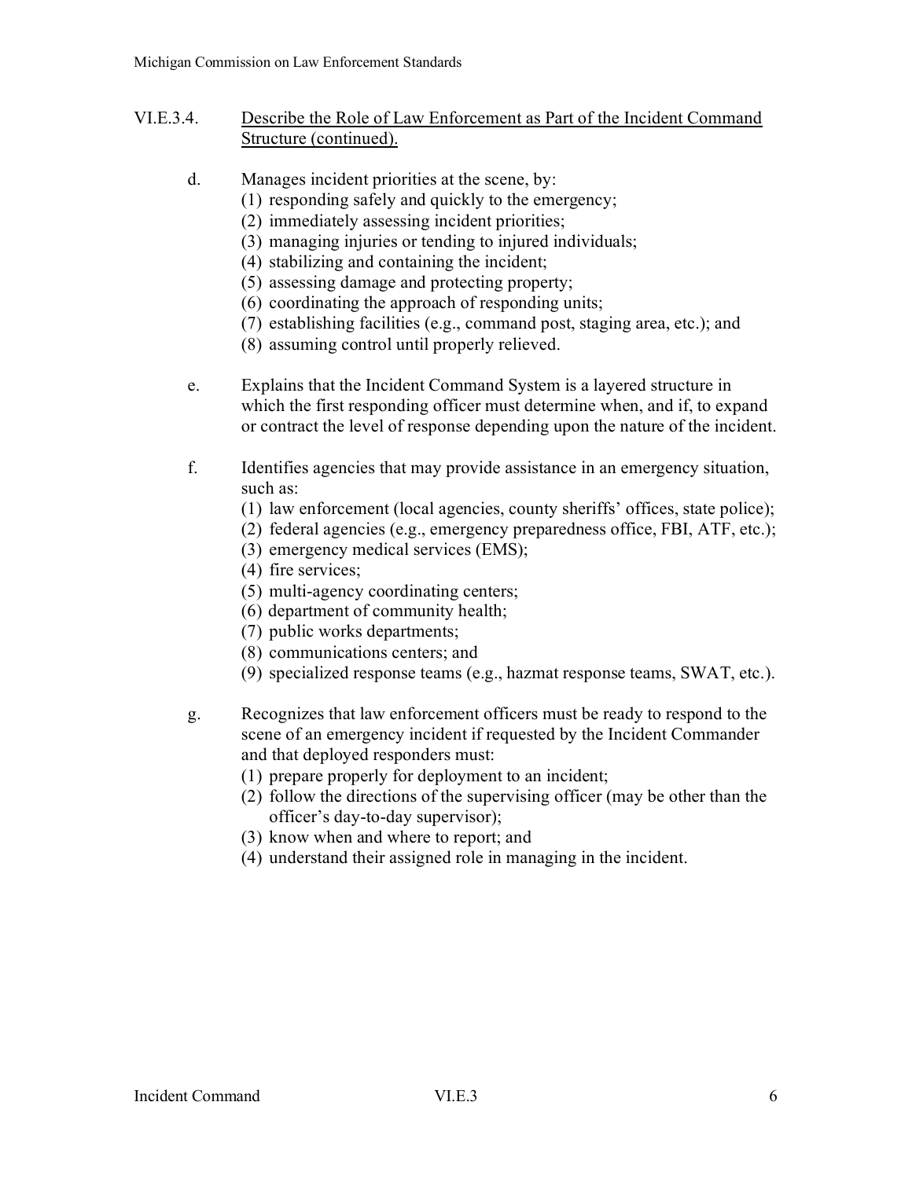## VI.E.3.4. Describe the Role of Law Enforcement as Part of the Incident Command Structure (continued).

d. Manages incident priorities at the scene, by:
   (1) responding safely and quickly to the emergency;
   (2) immediately assessing incident priorities;
   (3) managing injuries or tending to injured individuals;
   (4) stabilizing and containing the incident;
   (5) assessing damage and protecting property;
   (6) coordinating the approach of responding units;
   (7) establishing facilities (e.g., command post, staging area, etc.); and
   (8) assuming control until properly relieved.

e. Explains that the Incident Command System is a layered structure in which the first responding officer must determine when, and if, to expand or contract the level of response depending upon the nature of the incident.

f. Identifies agencies that may provide assistance in an emergency situation, such as:
   (1) law enforcement (local agencies, county sheriffs' offices, state police);
   (2) federal agencies (e.g., emergency preparedness office, FBI, ATF, etc.);
   (3) emergency medical services (EMS);
   (4) fire services;
   (5) multi-agency coordinating centers;
   (6) department of community health;
   (7) public works departments;
   (8) communications centers; and
   (9) specialized response teams (e.g., hazmat response teams, SWAT, etc.).

g. Recognizes that law enforcement officers must be ready to respond to the scene of an emergency incident if requested by the Incident Commander and that deployed responders must:
   (1) prepare properly for deployment to an incident;
   (2) follow the directions of the supervising officer (may be other than the officer's day-to-day supervisor);
   (3) know when and where to report; and
   (4) understand their assigned role in managing in the incident.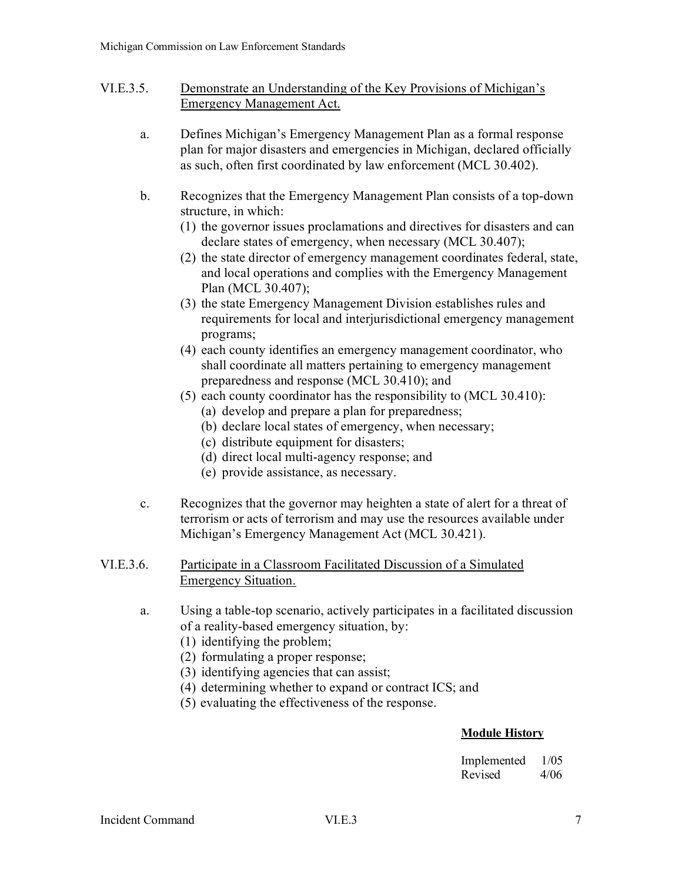VI.E.3.5. Demonstrate an Understanding of the Key Provisions of Michigan's Emergency Management Act.

a. Defines Michigan's Emergency Management Plan as a formal response plan for major disasters and emergencies in Michigan, declared officially as such, often first coordinated by law enforcement (MCL 30.402).

b. Recognizes that the Emergency Management Plan consists of a top-down structure, in which:
   (1) the governor issues proclamations and directives for disasters and can declare states of emergency, when necessary (MCL 30.407);
   (2) the state director of emergency management coordinates federal, state, and local operations and complies with the Emergency Management Plan (MCL 30.407);
   (3) the state Emergency Management Division establishes rules and requirements for local and interjurisdictional emergency management programs;
   (4) each county identifies an emergency management coordinator, who shall coordinate all matters pertaining to emergency management preparedness and response (MCL 30.410); and
   (5) each county coordinator has the responsibility to (MCL 30.410):
      (a) develop and prepare a plan for preparedness;
      (b) declare local states of emergency, when necessary;
      (c) distribute equipment for disasters;
      (d) direct local multi-agency response; and
      (e) provide assistance, as necessary.

c. Recognizes that the governor may heighten a state of alert for a threat of terrorism or acts of terrorism and may use the resources available under Michigan's Emergency Management Act (MCL 30.421).

VI.E.3.6. Participate in a Classroom Facilitated Discussion of a Simulated Emergency Situation.

a. Using a table-top scenario, actively participates in a facilitated discussion of a reality-based emergency situation, by:
   (1) identifying the problem;
   (2) formulating a proper response;
   (3) identifying agencies that can assist;
   (4) determining whether to expand or contract ICS; and
   (5) evaluating the effectiveness of the response.

**Module History**

| | |
|---|---|
| Implemented | 1/05 |
| Revised | 4/06 |